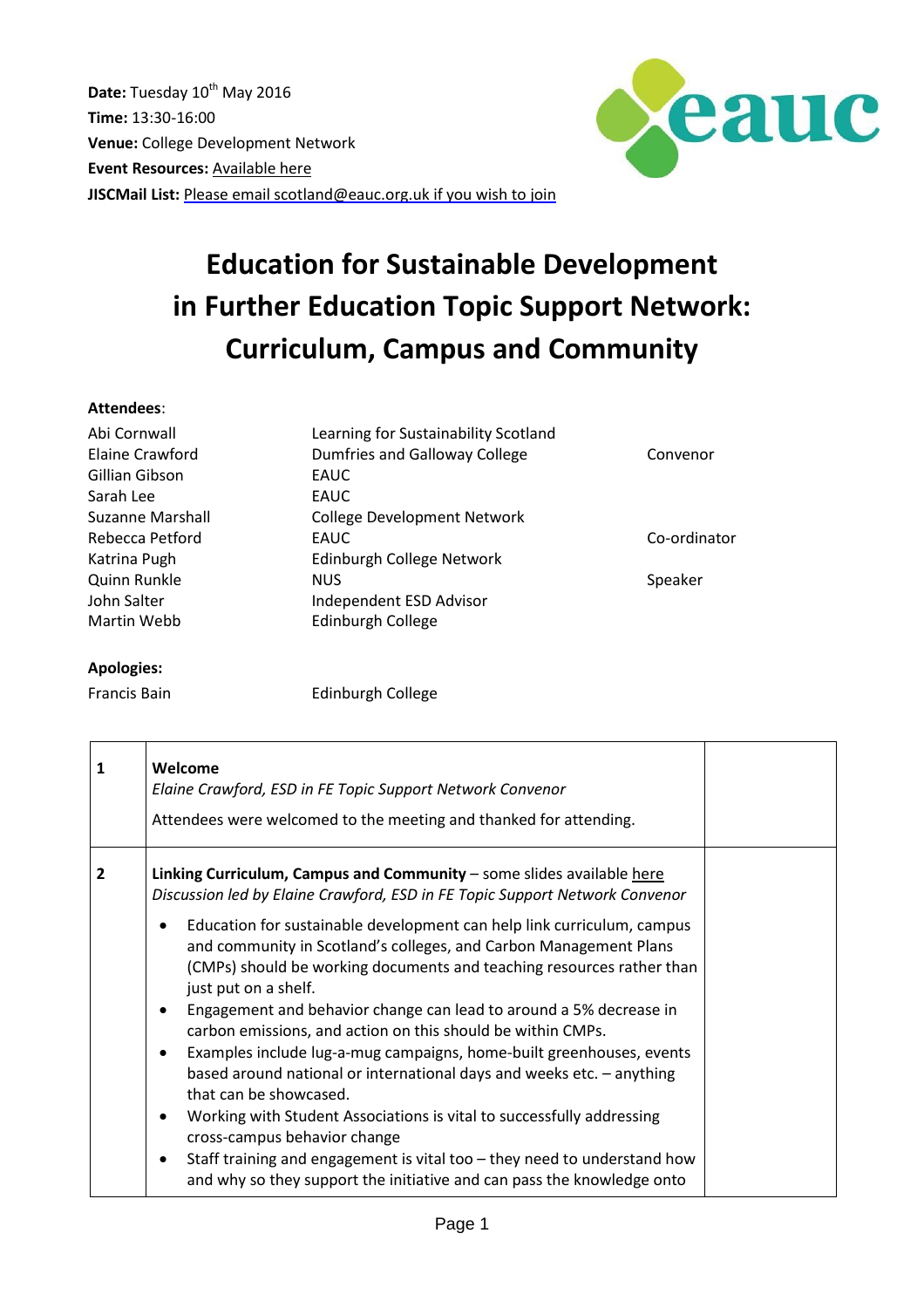**Date:** Tuesday 10th May 2016
**Time:** 13:30-16:00
**Venue:** College Development Network
**Event Resources:** Available here
**JISCMail List:** Please email scotland@eauc.org.uk if you wish to join

# Education for Sustainable Development in Further Education Topic Support Network: Curriculum, Campus and Community

**Attendees**:

| | | |
|---|---|---|
| Abi Cornwall | Learning for Sustainability Scotland | |
| Elaine Crawford | Dumfries and Galloway College | Convenor |
| Gillian Gibson | EAUC | |
| Sarah Lee | EAUC | |
| Suzanne Marshall | College Development Network | |
| Rebecca Petford | EAUC | Co-ordinator |
| Katrina Pugh | Edinburgh College Network | |
| Quinn Runkle | NUS | Speaker |
| John Salter | Independent ESD Advisor | |
| Martin Webb | Edinburgh College | |

**Apologies:**

| | |
|---|---|
| Francis Bain | Edinburgh College |

| | | |
|---|---|---|
| **1** | **Welcome**<br>*Elaine Crawford, ESD in FE Topic Support Network Convenor*<br><br>Attendees were welcomed to the meeting and thanked for attending. | |
| **2** | **Linking Curriculum, Campus and Community** – some slides available here<br>*Discussion led by Elaine Crawford, ESD in FE Topic Support Network Convenor*<br><br>• Education for sustainable development can help link curriculum, campus and community in Scotland's colleges, and Carbon Management Plans (CMPs) should be working documents and teaching resources rather than just put on a shelf.<br>• Engagement and behavior change can lead to around a 5% decrease in carbon emissions, and action on this should be within CMPs.<br>• Examples include lug-a-mug campaigns, home-built greenhouses, events based around national or international days and weeks etc. – anything that can be showcased.<br>• Working with Student Associations is vital to successfully addressing cross-campus behavior change<br>• Staff training and engagement is vital too – they need to understand how and why so they support the initiative and can pass the knowledge onto | |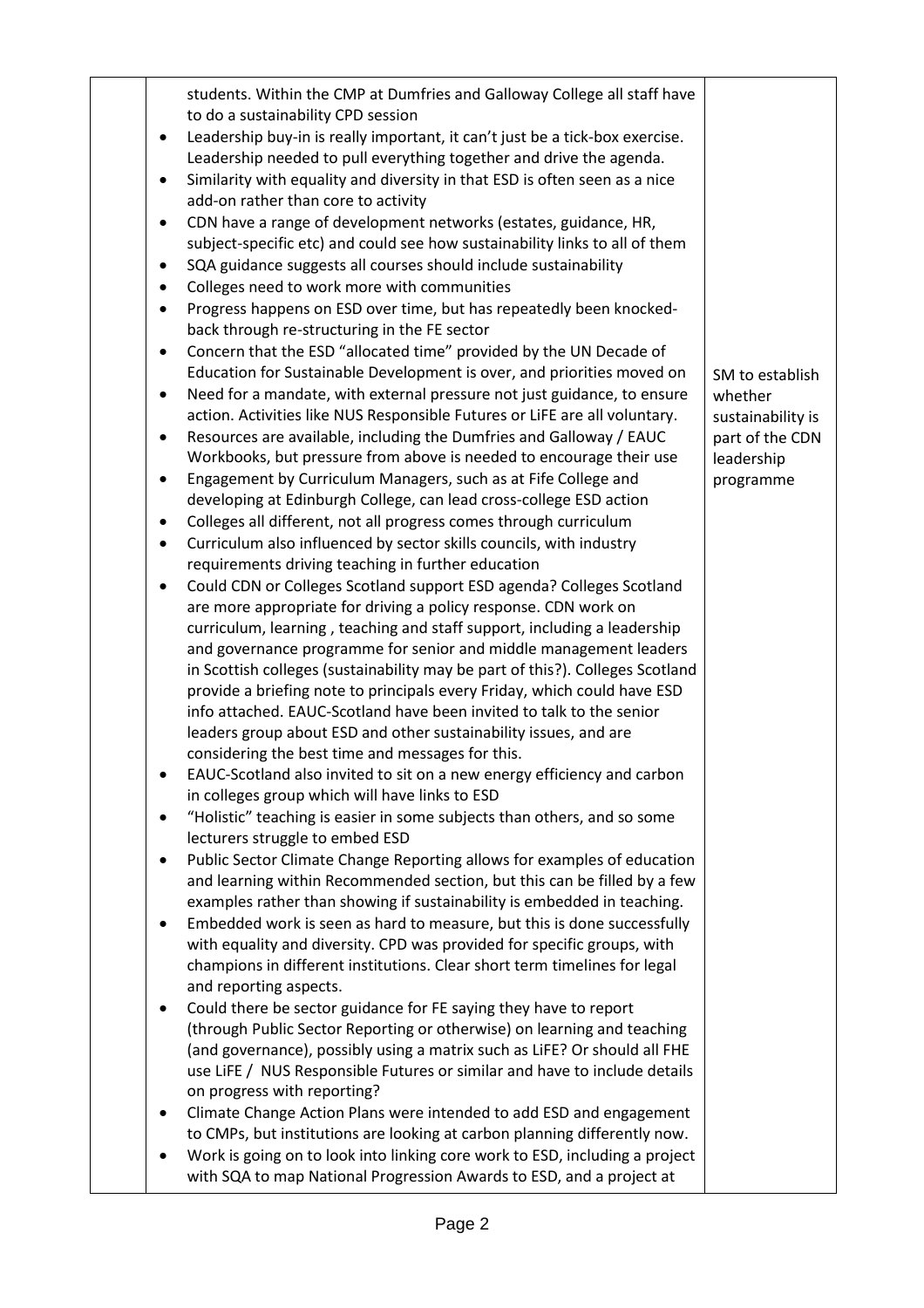| | | |
|---|---|---|
| | students. Within the CMP at Dumfries and Galloway College all staff have to do a sustainability CPD session<br>• Leadership buy-in is really important, it can't just be a tick-box exercise. Leadership needed to pull everything together and drive the agenda.<br>• Similarity with equality and diversity in that ESD is often seen as a nice add-on rather than core to activity<br>• CDN have a range of development networks (estates, guidance, HR, subject-specific etc) and could see how sustainability links to all of them<br>• SQA guidance suggests all courses should include sustainability<br>• Colleges need to work more with communities<br>• Progress happens on ESD over time, but has repeatedly been knocked-back through re-structuring in the FE sector<br>• Concern that the ESD "allocated time" provided by the UN Decade of Education for Sustainable Development is over, and priorities moved on<br>• Need for a mandate, with external pressure not just guidance, to ensure action. Activities like NUS Responsible Futures or LiFE are all voluntary.<br>• Resources are available, including the Dumfries and Galloway / EAUC Workbooks, but pressure from above is needed to encourage their use<br>• Engagement by Curriculum Managers, such as at Fife College and developing at Edinburgh College, can lead cross-college ESD action<br>• Colleges all different, not all progress comes through curriculum<br>• Curriculum also influenced by sector skills councils, with industry requirements driving teaching in further education<br>• Could CDN or Colleges Scotland support ESD agenda? Colleges Scotland are more appropriate for driving a policy response. CDN work on curriculum, learning , teaching and staff support, including a leadership and governance programme for senior and middle management leaders in Scottish colleges (sustainability may be part of this?). Colleges Scotland provide a briefing note to principals every Friday, which could have ESD info attached. EAUC-Scotland have been invited to talk to the senior leaders group about ESD and other sustainability issues, and are considering the best time and messages for this.<br>• EAUC-Scotland also invited to sit on a new energy efficiency and carbon in colleges group which will have links to ESD<br>• "Holistic" teaching is easier in some subjects than others, and so some lecturers struggle to embed ESD<br>• Public Sector Climate Change Reporting allows for examples of education and learning within Recommended section, but this can be filled by a few examples rather than showing if sustainability is embedded in teaching.<br>• Embedded work is seen as hard to measure, but this is done successfully with equality and diversity. CPD was provided for specific groups, with champions in different institutions. Clear short term timelines for legal and reporting aspects.<br>• Could there be sector guidance for FE saying they have to report (through Public Sector Reporting or otherwise) on learning and teaching (and governance), possibly using a matrix such as LiFE? Or should all FHE use LiFE / NUS Responsible Futures or similar and have to include details on progress with reporting?<br>• Climate Change Action Plans were intended to add ESD and engagement to CMPs, but institutions are looking at carbon planning differently now.<br>• Work is going on to look into linking core work to ESD, including a project with SQA to map National Progression Awards to ESD, and a project at | SM to establish whether sustainability is part of the CDN leadership programme |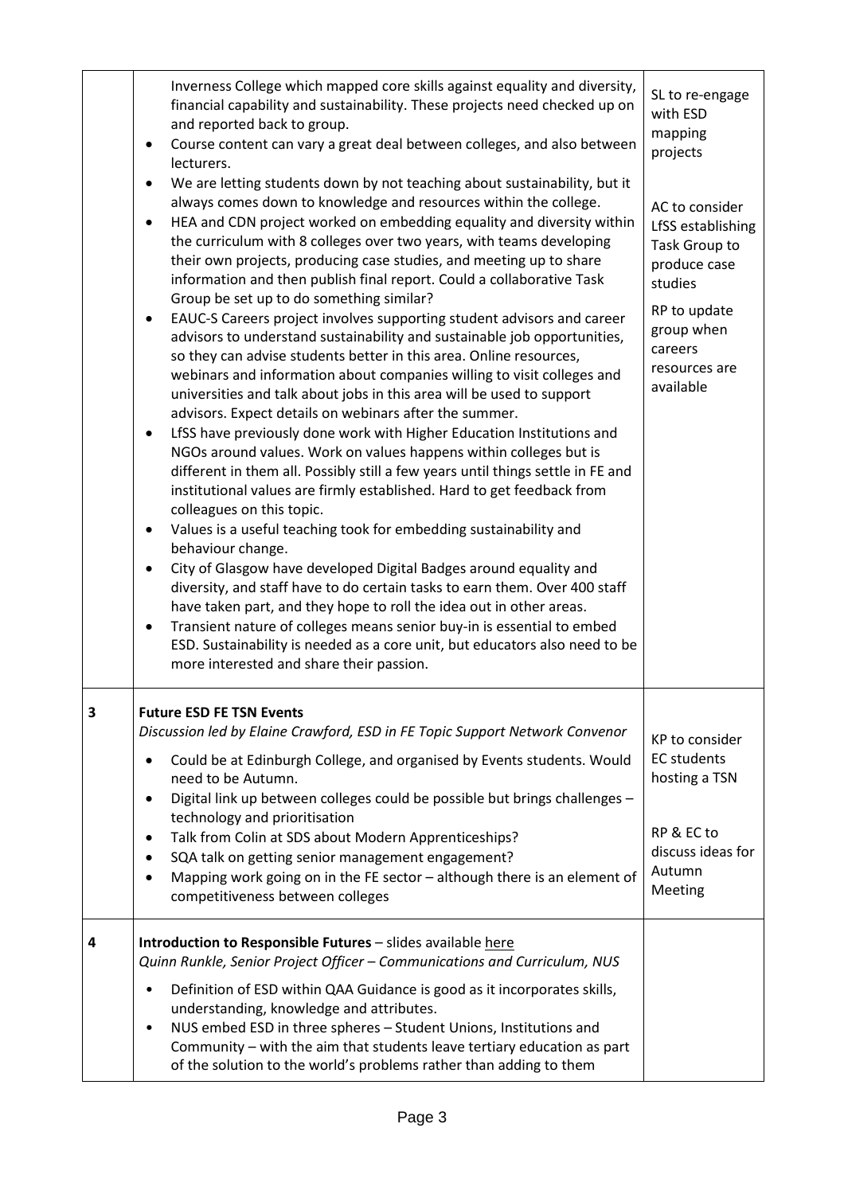| | | |
|---|---|---|
| | Inverness College which mapped core skills against equality and diversity, financial capability and sustainability. These projects need checked up on and reported back to group.<br>• Course content can vary a great deal between colleges, and also between lecturers.<br>• We are letting students down by not teaching about sustainability, but it always comes down to knowledge and resources within the college.<br>• HEA and CDN project worked on embedding equality and diversity within the curriculum with 8 colleges over two years, with teams developing their own projects, producing case studies, and meeting up to share information and then publish final report. Could a collaborative Task Group be set up to do something similar?<br>• EAUC-S Careers project involves supporting student advisors and career advisors to understand sustainability and sustainable job opportunities, so they can advise students better in this area. Online resources, webinars and information about companies willing to visit colleges and universities and talk about jobs in this area will be used to support advisors. Expect details on webinars after the summer.<br>• LfSS have previously done work with Higher Education Institutions and NGOs around values. Work on values happens within colleges but is different in them all. Possibly still a few years until things settle in FE and institutional values are firmly established. Hard to get feedback from colleagues on this topic.<br>• Values is a useful teaching took for embedding sustainability and behaviour change.<br>• City of Glasgow have developed Digital Badges around equality and diversity, and staff have to do certain tasks to earn them. Over 400 staff have taken part, and they hope to roll the idea out in other areas.<br>• Transient nature of colleges means senior buy-in is essential to embed ESD. Sustainability is needed as a core unit, but educators also need to be more interested and share their passion. | SL to re-engage with ESD mapping projects<br><br>AC to consider LfSS establishing Task Group to produce case studies<br><br>RP to update group when careers resources are available |
| 3 | **Future ESD FE TSN Events**<br>*Discussion led by Elaine Crawford, ESD in FE Topic Support Network Convenor*<br>• Could be at Edinburgh College, and organised by Events students. Would need to be Autumn.<br>• Digital link up between colleges could be possible but brings challenges – technology and prioritisation<br>• Talk from Colin at SDS about Modern Apprenticeships?<br>• SQA talk on getting senior management engagement?<br>• Mapping work going on in the FE sector – although there is an element of competitiveness between colleges | KP to consider EC students hosting a TSN<br><br>RP & EC to discuss ideas for Autumn Meeting |
| 4 | **Introduction to Responsible Futures** – slides available here<br>*Quinn Runkle, Senior Project Officer – Communications and Curriculum, NUS*<br>• Definition of ESD within QAA Guidance is good as it incorporates skills, understanding, knowledge and attributes.<br>• NUS embed ESD in three spheres – Student Unions, Institutions and Community – with the aim that students leave tertiary education as part of the solution to the world's problems rather than adding to them | |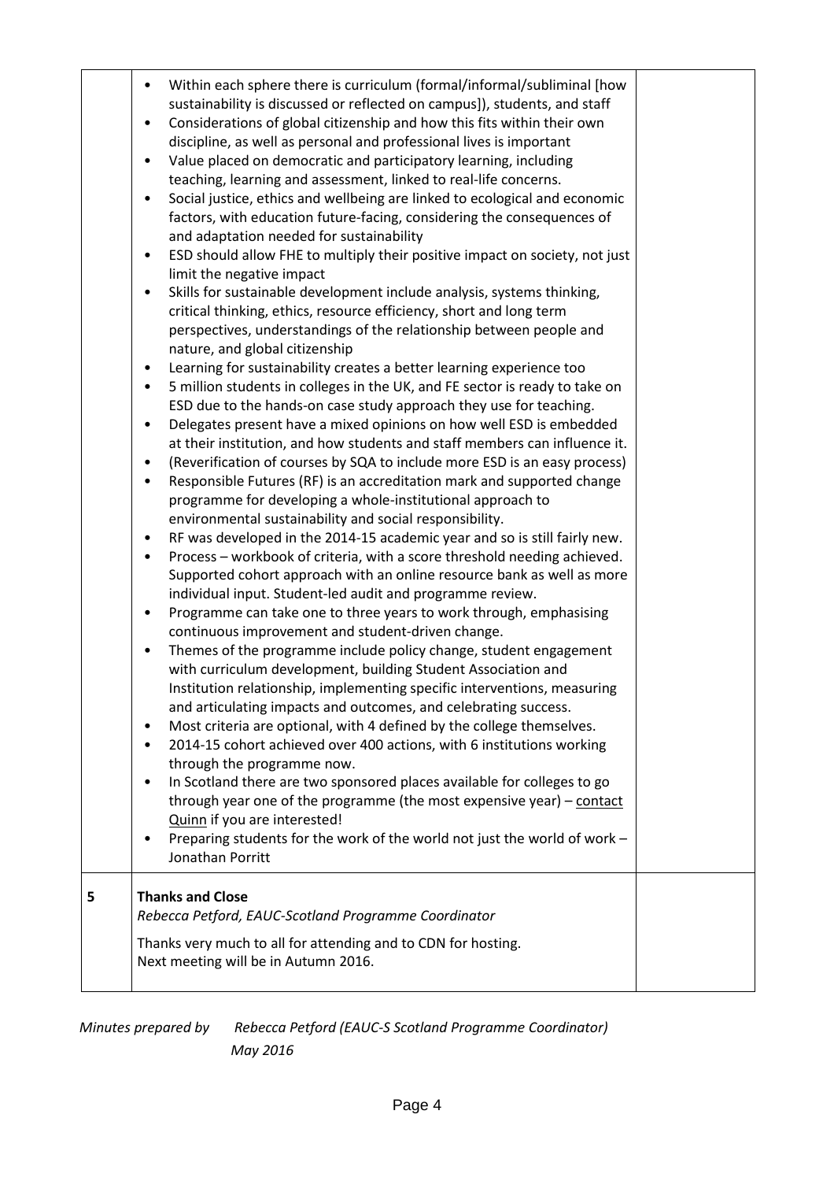| | | |
|---|---|---|
| | • Within each sphere there is curriculum (formal/informal/subliminal [how sustainability is discussed or reflected on campus]), students, and staff<br>• Considerations of global citizenship and how this fits within their own discipline, as well as personal and professional lives is important<br>• Value placed on democratic and participatory learning, including teaching, learning and assessment, linked to real-life concerns.<br>• Social justice, ethics and wellbeing are linked to ecological and economic factors, with education future-facing, considering the consequences of and adaptation needed for sustainability<br>• ESD should allow FHE to multiply their positive impact on society, not just limit the negative impact<br>• Skills for sustainable development include analysis, systems thinking, critical thinking, ethics, resource efficiency, short and long term perspectives, understandings of the relationship between people and nature, and global citizenship<br>• Learning for sustainability creates a better learning experience too<br>• 5 million students in colleges in the UK, and FE sector is ready to take on ESD due to the hands-on case study approach they use for teaching.<br>• Delegates present have a mixed opinions on how well ESD is embedded at their institution, and how students and staff members can influence it.<br>• (Reverification of courses by SQA to include more ESD is an easy process)<br>• Responsible Futures (RF) is an accreditation mark and supported change programme for developing a whole-institutional approach to environmental sustainability and social responsibility.<br>• RF was developed in the 2014-15 academic year and so is still fairly new.<br>• Process – workbook of criteria, with a score threshold needing achieved. Supported cohort approach with an online resource bank as well as more individual input. Student-led audit and programme review.<br>• Programme can take one to three years to work through, emphasising continuous improvement and student-driven change.<br>• Themes of the programme include policy change, student engagement with curriculum development, building Student Association and Institution relationship, implementing specific interventions, measuring and articulating impacts and outcomes, and celebrating success.<br>• Most criteria are optional, with 4 defined by the college themselves.<br>• 2014-15 cohort achieved over 400 actions, with 6 institutions working through the programme now.<br>• In Scotland there are two sponsored places available for colleges to go through year one of the programme (the most expensive year) – contact Quinn if you are interested!<br>• Preparing students for the work of the world not just the world of work – Jonathan Porritt | |
| 5 | **Thanks and Close**<br>*Rebecca Petford, EAUC-Scotland Programme Coordinator*<br><br>Thanks very much to all for attending and to CDN for hosting.<br>Next meeting will be in Autumn 2016. | |

*Minutes prepared by Rebecca Petford (EAUC-S Scotland Programme Coordinator)*
*May 2016*